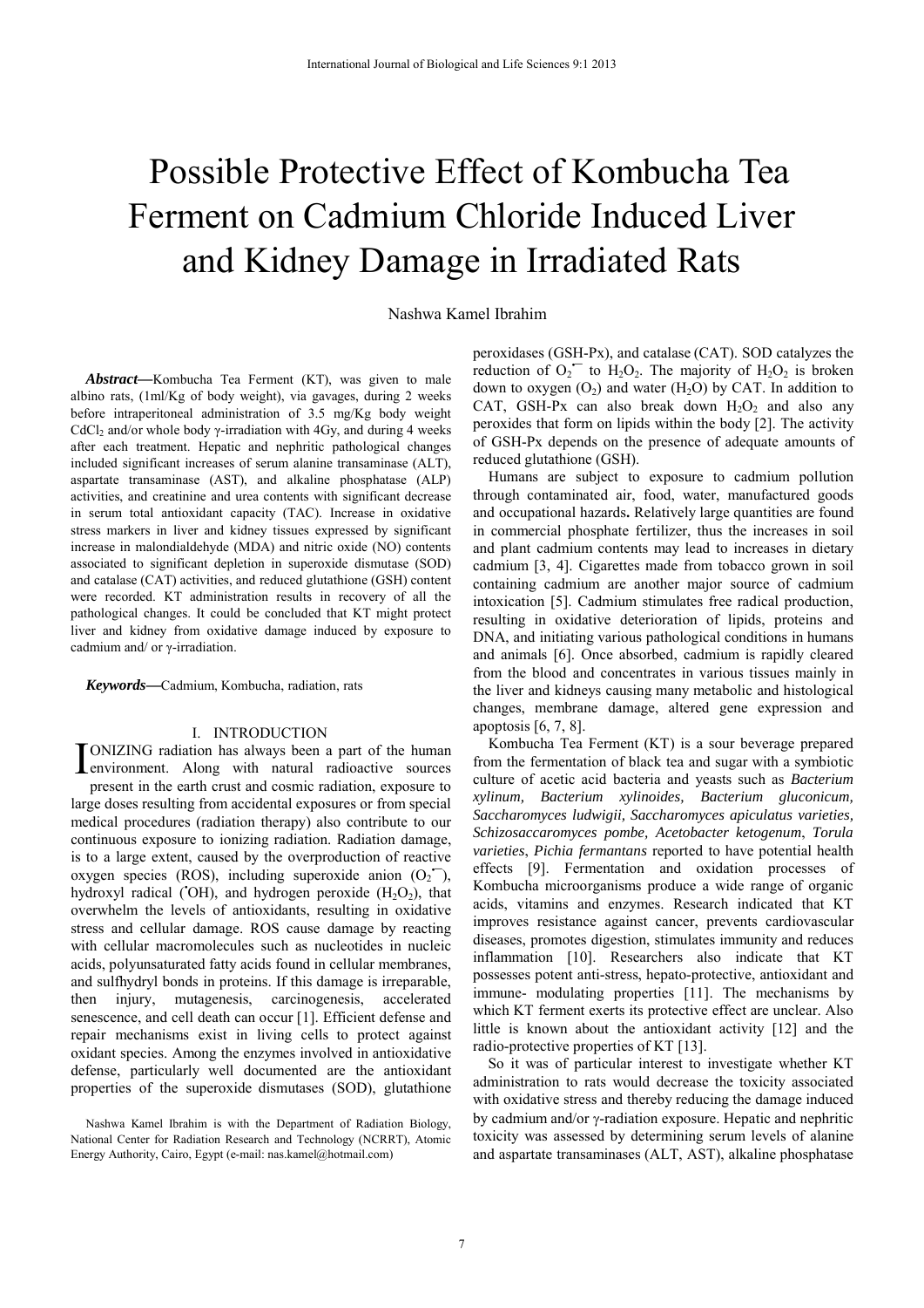# Possible Protective Effect of Kombucha Tea Ferment on Cadmium Chloride Induced Liver and Kidney Damage in Irradiated Rats

Nashwa Kamel Ibrahim

***Abstract*—**Kombucha Tea Ferment (KT), was given to male albino rats, (1ml/Kg of body weight), via gavages, during 2 weeks before intraperitoneal administration of 3.5 mg/Kg body weight $CdCl_2$ and/or whole body γ-irradiation with 4Gy, and during 4 weeks after each treatment. Hepatic and nephritic pathological changes included significant increases of serum alanine transaminase (ALT), aspartate transaminase (AST), and alkaline phosphatase (ALP) activities, and creatinine and urea contents with significant decrease in serum total antioxidant capacity (TAC). Increase in oxidative stress markers in liver and kidney tissues expressed by significant increase in malondialdehyde (MDA) and nitric oxide (NO) contents associated to significant depletion in superoxide dismutase (SOD) and catalase (CAT) activities, and reduced glutathione (GSH) content were recorded. KT administration results in recovery of all the pathological changes. It could be concluded that KT might protect liver and kidney from oxidative damage induced by exposure to cadmium and/ or γ-irradiation.

***Keywords*—**Cadmium, Kombucha, radiation, rats

## I. INTRODUCTION

IONIZING radiation has always been a part of the human environment. Along with natural radioactive sources present in the earth crust and cosmic radiation, exposure to large doses resulting from accidental exposures or from special medical procedures (radiation therapy) also contribute to our continuous exposure to ionizing radiation. Radiation damage, is to a large extent, caused by the overproduction of reactive oxygen species (ROS), including superoxide anion ($O_2^{\bullet-}$), hydroxyl radical ($^{\bullet}OH$), and hydrogen peroxide ($H_2O_2$), that overwhelm the levels of antioxidants, resulting in oxidative stress and cellular damage. ROS cause damage by reacting with cellular macromolecules such as nucleotides in nucleic acids, polyunsaturated fatty acids found in cellular membranes, and sulfhydryl bonds in proteins. If this damage is irreparable, then injury, mutagenesis, carcinogenesis, accelerated senescence, and cell death can occur [1]. Efficient defense and repair mechanisms exist in living cells to protect against oxidant species. Among the enzymes involved in antioxidative defense, particularly well documented are the antioxidant properties of the superoxide dismutases (SOD), glutathione peroxidases (GSH-Px), and catalase (CAT). SOD catalyzes the reduction of $O_2^{\bullet-}$ to $H_2O_2$. The majority of $H_2O_2$ is broken down to oxygen ($O_2$) and water ($H_2O$) by CAT. In addition to CAT, GSH-Px can also break down $H_2O_2$ and also any peroxides that form on lipids within the body [2]. The activity of GSH-Px depends on the presence of adequate amounts of reduced glutathione (GSH).

Humans are subject to exposure to cadmium pollution through contaminated air, food, water, manufactured goods and occupational hazards**.** Relatively large quantities are found in commercial phosphate fertilizer, thus the increases in soil and plant cadmium contents may lead to increases in dietary cadmium [3, 4]. Cigarettes made from tobacco grown in soil containing cadmium are another major source of cadmium intoxication [5]. Cadmium stimulates free radical production, resulting in oxidative deterioration of lipids, proteins and DNA, and initiating various pathological conditions in humans and animals [6]. Once absorbed, cadmium is rapidly cleared from the blood and concentrates in various tissues mainly in the liver and kidneys causing many metabolic and histological changes, membrane damage, altered gene expression and apoptosis [6, 7, 8].

Kombucha Tea Ferment (KT) is a sour beverage prepared from the fermentation of black tea and sugar with a symbiotic culture of acetic acid bacteria and yeasts such as *Bacterium xylinum, Bacterium xylinoides, Bacterium gluconicum, Saccharomyces ludwigii, Saccharomyces apiculatus varieties, Schizosaccaromyces pombe, Acetobacter ketogenum*, *Torula varieties*, *Pichia fermantans* reported to have potential health effects [9]. Fermentation and oxidation processes of Kombucha microorganisms produce a wide range of organic acids, vitamins and enzymes. Research indicated that KT improves resistance against cancer, prevents cardiovascular diseases, promotes digestion, stimulates immunity and reduces inflammation [10]. Researchers also indicate that KT possesses potent anti-stress, hepato-protective, antioxidant and immune- modulating properties [11]. The mechanisms by which KT ferment exerts its protective effect are unclear. Also little is known about the antioxidant activity [12] and the radio-protective properties of KT [13].

So it was of particular interest to investigate whether KT administration to rats would decrease the toxicity associated with oxidative stress and thereby reducing the damage induced by cadmium and/or γ-radiation exposure. Hepatic and nephritic toxicity was assessed by determining serum levels of alanine and aspartate transaminases (ALT, AST), alkaline phosphatase

Nashwa Kamel Ibrahim is with the Department of Radiation Biology, National Center for Radiation Research and Technology (NCRRT), Atomic Energy Authority, Cairo, Egypt (e-mail: nas.kamel@hotmail.com)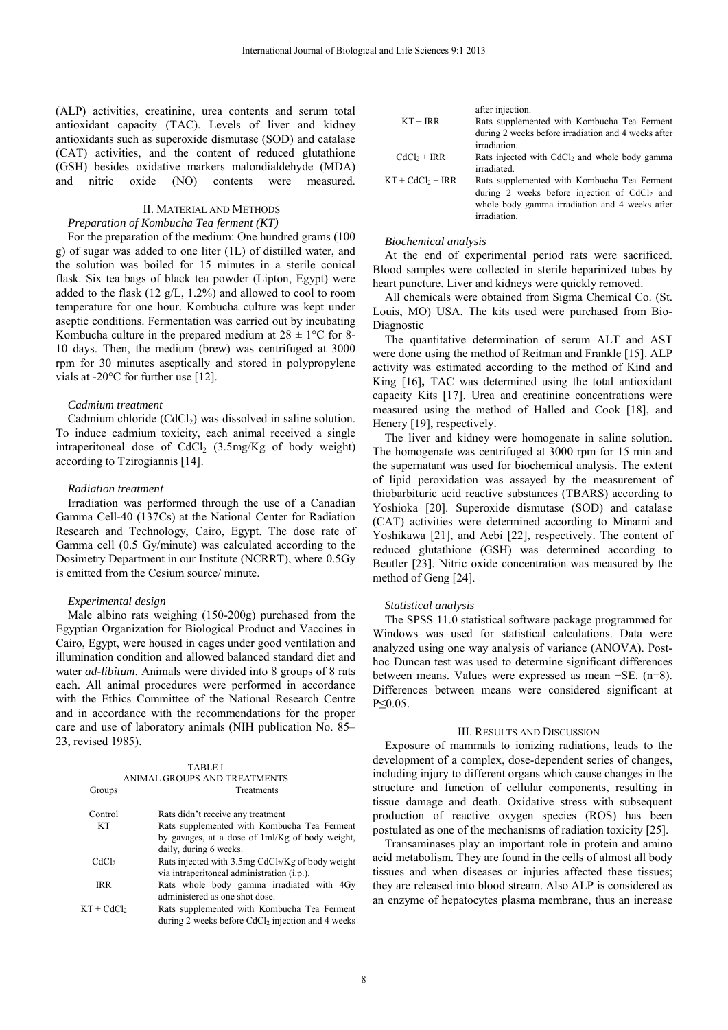(ALP) activities, creatinine, urea contents and serum total antioxidant capacity (TAC). Levels of liver and kidney antioxidants such as superoxide dismutase (SOD) and catalase (CAT) activities, and the content of reduced glutathione (GSH) besides oxidative markers malondialdehyde (MDA) and nitric oxide (NO) contents were measured.

## II. Material and Methods

### *Preparation of Kombucha Tea ferment (KT)*

For the preparation of the medium: One hundred grams (100 g) of sugar was added to one liter (1L) of distilled water, and the solution was boiled for 15 minutes in a sterile conical flask. Six tea bags of black tea powder (Lipton, Egypt) were added to the flask (12 g/L, 1.2%) and allowed to cool to room temperature for one hour. Kombucha culture was kept under aseptic conditions. Fermentation was carried out by incubating Kombucha culture in the prepared medium at 28 ± 1°C for 8-10 days. Then, the medium (brew) was centrifuged at 3000 rpm for 30 minutes aseptically and stored in polypropylene vials at -20°C for further use [12].

### *Cadmium treatment*

Cadmium chloride ($CdCl_2$) was dissolved in saline solution. To induce cadmium toxicity, each animal received a single intraperitoneal dose of $CdCl_2$ (3.5mg/Kg of body weight) according to Tzirogiannis [14].

### *Radiation treatment*

Irradiation was performed through the use of a Canadian Gamma Cell-40 (137Cs) at the National Center for Radiation Research and Technology, Cairo, Egypt. The dose rate of Gamma cell (0.5 Gy/minute) was calculated according to the Dosimetry Department in our Institute (NCRRT), where 0.5Gy is emitted from the Cesium source/ minute.

### *Experimental design*

Male albino rats weighing (150-200g) purchased from the Egyptian Organization for Biological Product and Vaccines in Cairo, Egypt, were housed in cages under good ventilation and illumination condition and allowed balanced standard diet and water *ad-libitum*. Animals were divided into 8 groups of 8 rats each. All animal procedures were performed in accordance with the Ethics Committee of the National Research Centre and in accordance with the recommendations for the proper care and use of laboratory animals (NIH publication No. 85–23, revised 1985).

TABLE I
ANIMAL GROUPS AND TREATMENTS

| Groups | Treatments |
|---|---|
| Control | Rats didn't receive any treatment |
| KT | Rats supplemented with Kombucha Tea Ferment by gavages, at a dose of 1ml/Kg of body weight, daily, during 6 weeks. |
| $CdCl_2$ | Rats injected with 3.5mg $CdCl_2$/Kg of body weight via intraperitoneal administration (i.p.). |
| IRR | Rats whole body gamma irradiated with 4Gy administered as one shot dose. |
| KT + $CdCl_2$ | Rats supplemented with Kombucha Tea Ferment during 2 weeks before $CdCl_2$ injection and 4 weeks after injection. |
| KT + IRR | Rats supplemented with Kombucha Tea Ferment during 2 weeks before irradiation and 4 weeks after irradiation. |
| $CdCl_2$ + IRR | Rats injected with $CdCl_2$ and whole body gamma irradiated. |
| KT + $CdCl_2$ + IRR | Rats supplemented with Kombucha Tea Ferment during 2 weeks before injection of $CdCl_2$ and whole body gamma irradiation and 4 weeks after irradiation. |

### *Biochemical analysis*

At the end of experimental period rats were sacrificed. Blood samples were collected in sterile heparinized tubes by heart puncture. Liver and kidneys were quickly removed.

All chemicals were obtained from Sigma Chemical Co. (St. Louis, MO) USA. The kits used were purchased from Bio-Diagnostic

The quantitative determination of serum ALT and AST were done using the method of Reitman and Frankle [15]. ALP activity was estimated according to the method of Kind and King [16]**,** TAC was determined using the total antioxidant capacity Kits [17]. Urea and creatinine concentrations were measured using the method of Halled and Cook [18], and Henery [19], respectively.

The liver and kidney were homogenate in saline solution. The homogenate was centrifuged at 3000 rpm for 15 min and the supernatant was used for biochemical analysis. The extent of lipid peroxidation was assayed by the measurement of thiobarbituric acid reactive substances (TBARS) according to Yoshioka [20]. Superoxide dismutase (SOD) and catalase (CAT) activities were determined according to Minami and Yoshikawa [21], and Aebi [22], respectively. The content of reduced glutathione (GSH) was determined according to Beutler [23**]**. Nitric oxide concentration was measured by the method of Geng [24].

### *Statistical analysis*

The SPSS 11.0 statistical software package programmed for Windows was used for statistical calculations. Data were analyzed using one way analysis of variance (ANOVA). Post-hoc Duncan test was used to determine significant differences between means. Values were expressed as mean ±SE. (n=8). Differences between means were considered significant at $P \leq 0.05$.

## III. Results and Discussion

Exposure of mammals to ionizing radiations, leads to the development of a complex, dose-dependent series of changes, including injury to different organs which cause changes in the structure and function of cellular components, resulting in tissue damage and death. Oxidative stress with subsequent production of reactive oxygen species (ROS) has been postulated as one of the mechanisms of radiation toxicity [25].

Transaminases play an important role in protein and amino acid metabolism. They are found in the cells of almost all body tissues and when diseases or injuries affected these tissues; they are released into blood stream. Also ALP is considered as an enzyme of hepatocytes plasma membrane, thus an increase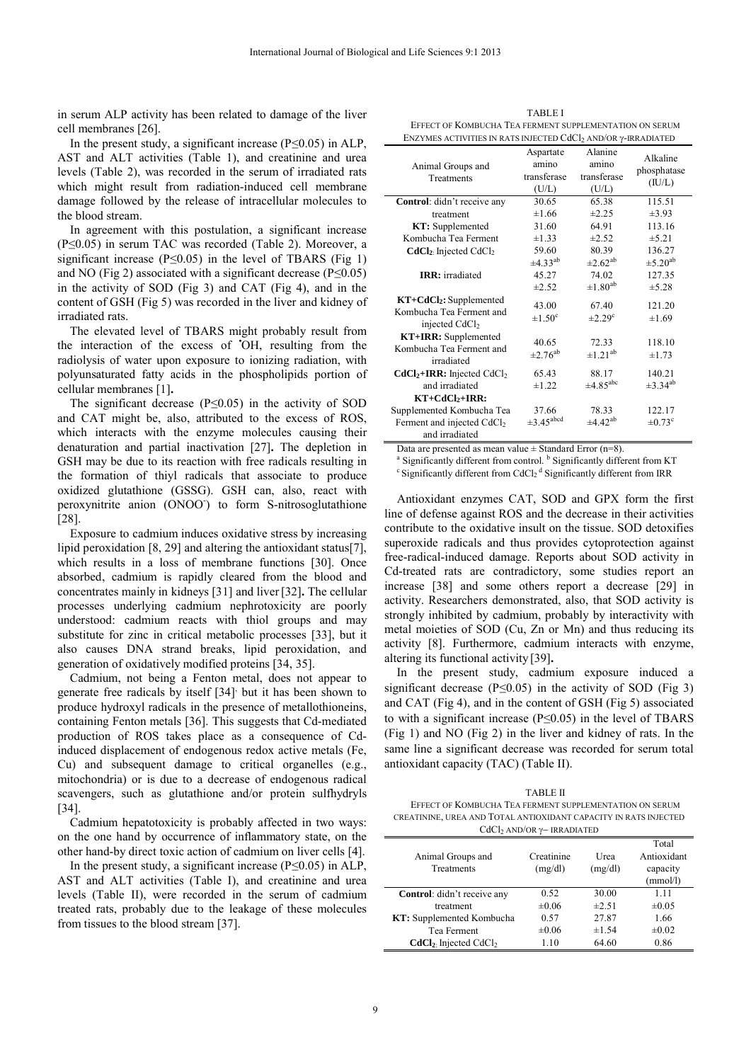in serum ALP activity has been related to damage of the liver cell membranes [26].

In the present study, a significant increase ($P \leq 0.05$) in ALP, AST and ALT activities (Table 1), and creatinine and urea levels (Table 2), was recorded in the serum of irradiated rats which might result from radiation-induced cell membrane damage followed by the release of intracellular molecules to the blood stream.

In agreement with this postulation, a significant increase ($P \leq 0.05$) in serum TAC was recorded (Table 2). Moreover, a significant increase ($P \leq 0.05$) in the level of TBARS (Fig 1) and NO (Fig 2) associated with a significant decrease ($P \leq 0.05$) in the activity of SOD (Fig 3) and CAT (Fig 4), and in the content of GSH (Fig 5) was recorded in the liver and kidney of irradiated rats.

The elevated level of TBARS might probably result from the interaction of the excess of $^{\bullet}OH$, resulting from the radiolysis of water upon exposure to ionizing radiation, with polyunsaturated fatty acids in the phospholipids portion of cellular membranes [1].

The significant decrease ($P \leq 0.05$) in the activity of SOD and CAT might be, also, attributed to the excess of ROS, which interacts with the enzyme molecules causing their denaturation and partial inactivation [27]. The depletion in GSH may be due to its reaction with free radicals resulting in the formation of thiyl radicals that associate to produce oxidized glutathione (GSSG). GSH can, also, react with peroxynitrite anion ($ONOO^-$) to form S-nitrosoglutathione [28].

Exposure to cadmium induces oxidative stress by increasing lipid peroxidation [8, 29] and altering the antioxidant status[7], which results in a loss of membrane functions [30]. Once absorbed, cadmium is rapidly cleared from the blood and concentrates mainly in kidneys [31] and liver [32]. The cellular processes underlying cadmium nephrotoxicity are poorly understood: cadmium reacts with thiol groups and may substitute for zinc in critical metabolic processes [33], but it also causes DNA strand breaks, lipid peroxidation, and generation of oxidatively modified proteins [34, 35].

Cadmium, not being a Fenton metal, does not appear to generate free radicals by itself [34], but it has been shown to produce hydroxyl radicals in the presence of metallothioneins, containing Fenton metals [36]. This suggests that Cd-mediated production of ROS takes place as a consequence of Cd-induced displacement of endogenous redox active metals (Fe, Cu) and subsequent damage to critical organelles (e.g., mitochondria) or is due to a decrease of endogenous radical scavengers, such as glutathione and/or protein sulfhydryls [34].

Cadmium hepatotoxicity is probably affected in two ways: on the one hand by occurrence of inflammatory state, on the other hand-by direct toxic action of cadmium on liver cells [4].

In the present study, a significant increase ($P \leq 0.05$) in ALP, AST and ALT activities (Table I), and creatinine and urea levels (Table II), were recorded in the serum of cadmium treated rats, probably due to the leakage of these molecules from tissues to the blood stream [37].

TABLE I
EFFECT OF KOMBUCHA TEA FERMENT SUPPLEMENTATION ON SERUM ENZYMES ACTIVITIES IN RATS INJECTED $CdCl_2$ AND/OR γ-IRRADIATED

| Animal Groups and Treatments | Aspartate amino transferase (U/L) | Alanine amino transferase (U/L) | Alkaline phosphatase (IU/L) |
|---|---|---|---|
| **Control**: didn't receive any treatment | 30.65 ±1.66 | 65.38 ±2.25 | 115.51 ±3.93 |
| **KT:** Supplemented Kombucha Tea Ferment | 31.60 ±1.33 | 64.91 ±2.52 | 113.16 ±5.21 |
| **$CdCl_2$**: Injected $CdCl_2$ | 59.60 ±4.33[ab] | 80.39 ±2.62[ab] | 136.27 ±5.20[ab] |
| **IRR:** irradiated | 45.27 ±2.52 | 74.02 ±1.80[ab] | 127.35 ±5.28 |
| **KT+$CdCl_2$:** Supplemented Kombucha Tea Ferment and injected $CdCl_2$ | 43.00 ±1.50[c] | 67.40 ±2.29[c] | 121.20 ±1.69 |
| **KT+IRR:** Supplemented Kombucha Tea Ferment and irradiated | 40.65 ±2.76[ab] | 72.33 ±1.21[ab] | 118.10 ±1.73 |
| **$CdCl_2$+IRR:** Injected $CdCl_2$ and irradiated | 65.43 ±1.22 | 88.17 ±4.85[abc] | 140.21 ±3.34[ab] |
| **KT+$CdCl_2$+IRR:** Supplemented Kombucha Tea Ferment and injected $CdCl_2$ and irradiated | 37.66 ±3.45[abcd] | 78.33 ±4.42[ab] | 122.17 ±0.73[c] |

Data are presented as mean value ± Standard Error (n=8).
[a] Significantly different from control. [b] Significantly different from KT
[c] Significantly different from $CdCl_2$ [d] Significantly different from IRR

Antioxidant enzymes CAT, SOD and GPX form the first line of defense against ROS and the decrease in their activities contribute to the oxidative insult on the tissue. SOD detoxifies superoxide radicals and thus provides cytoprotection against free-radical-induced damage. Reports about SOD activity in Cd-treated rats are contradictory, some studies report an increase [38] and some others report a decrease [29] in activity. Researchers demonstrated, also, that SOD activity is strongly inhibited by cadmium, probably by interactivity with metal moieties of SOD (Cu, Zn or Mn) and thus reducing its activity [8]. Furthermore, cadmium interacts with enzyme, altering its functional activity [39].

In the present study, cadmium exposure induced a significant decrease ($P \leq 0.05$) in the activity of SOD (Fig 3) and CAT (Fig 4), and in the content of GSH (Fig 5) associated to with a significant increase ($P \leq 0.05$) in the level of TBARS (Fig 1) and NO (Fig 2) in the liver and kidney of rats. In the same line a significant decrease was recorded for serum total antioxidant capacity (TAC) (Table II).

TABLE II
EFFECT OF KOMBUCHA TEA FERMENT SUPPLEMENTATION ON SERUM CREATININE, UREA AND TOTAL ANTIOXIDANT CAPACITY IN RATS INJECTED $CdCl_2$ AND/OR γ– IRRADIATED

| Animal Groups and Treatments | Creatinine (mg/dl) | Urea (mg/dl) | Total Antioxidant capacity (mmol/l) |
|---|---|---|---|
| **Control**: didn't receive any treatment | 0.52 ±0.06 | 30.00 ±2.51 | 1.11 ±0.05 |
| **KT:** Supplemented Kombucha Tea Ferment | 0.57 ±0.06 | 27.87 ±1.54 | 1.66 ±0.02 |
| **$CdCl_2$**: Injected $CdCl_2$ | 1.10 | 64.60 | 0.86 |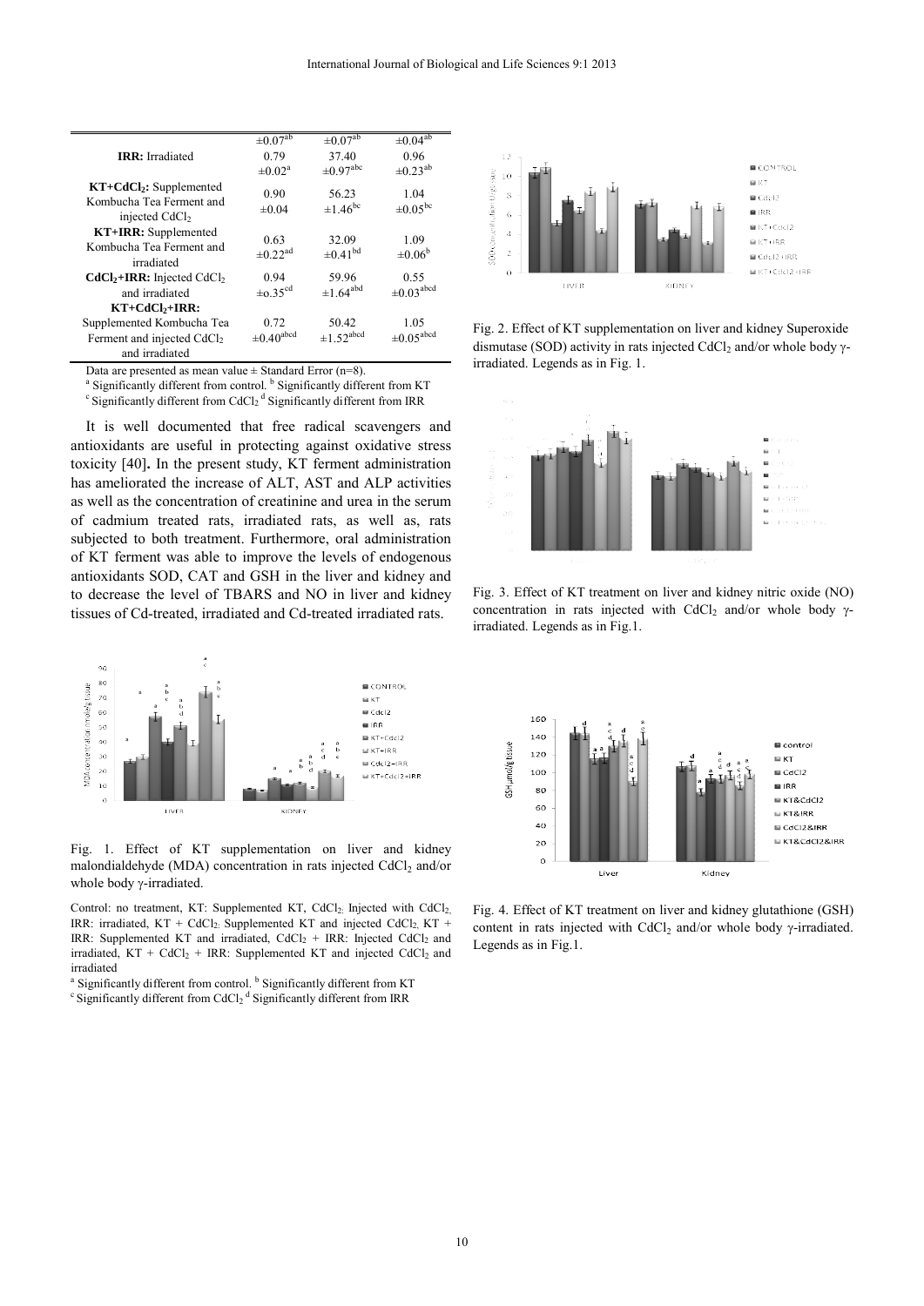| | | | |
|---|---|---|---|
| | $\pm 0.07^{ab}$ | $\pm 0.07^{ab}$ | $\pm 0.04^{ab}$ |
| **IRR:** Irradiated | 0.79<br>$\pm 0.02^{a}$ | 37.40<br>$\pm 0.97^{abc}$ | 0.96<br>$\pm 0.23^{ab}$ |
| **KT+CdCl$_2$:** Supplemented Kombucha Tea Ferment and injected $CdCl_2$ | 0.90<br>$\pm 0.04$ | 56.23<br>$\pm 1.46^{bc}$ | 1.04<br>$\pm 0.05^{bc}$ |
| **KT+IRR:** Supplemented Kombucha Tea Ferment and irradiated | 0.63<br>$\pm 0.22^{ad}$ | 32.09<br>$\pm 0.41^{bd}$ | 1.09<br>$\pm 0.06^{b}$ |
| **CdCl$_2$+IRR:** Injected $CdCl_2$ and irradiated | 0.94<br>$\pm 0.35^{cd}$ | 59.96<br>$\pm 1.64^{abd}$ | 0.55<br>$\pm 0.03^{abcd}$ |
| **KT+CdCl$_2$+IRR:** Supplemented Kombucha Tea Ferment and injected $CdCl_2$ and irradiated | 0.72<br>$\pm 0.40^{abcd}$ | 50.42<br>$\pm 1.52^{abcd}$ | 1.05<br>$\pm 0.05^{abcd}$ |

Data are presented as mean value ± Standard Error (n=8).

[a] Significantly different from control. [b] Significantly different from KT
[c] Significantly different from $CdCl_2$ [d] Significantly different from IRR

It is well documented that free radical scavengers and antioxidants are useful in protecting against oxidative stress toxicity [40]. In the present study, KT ferment administration has ameliorated the increase of ALT, AST and ALP activities as well as the concentration of creatinine and urea in the serum of cadmium treated rats, irradiated rats, as well as, rats subjected to both treatment. Furthermore, oral administration of KT ferment was able to improve the levels of endogenous antioxidants SOD, CAT and GSH in the liver and kidney and to decrease the level of TBARS and NO in liver and kidney tissues of Cd-treated, irradiated and Cd-treated irradiated rats.

Fig. 1. Effect of KT supplementation on liver and kidney malondialdehyde (MDA) concentration in rats injected $CdCl_2$ and/or whole body γ-irradiated.

Control: no treatment, KT: Supplemented KT, $CdCl_2$: Injected with $CdCl_2$, IRR: irradiated, KT + $CdCl_2$: Supplemented KT and injected $CdCl_2$, KT + IRR: Supplemented KT and irradiated, $CdCl_2$ + IRR: Injected $CdCl_2$ and irradiated, KT + $CdCl_2$ + IRR: Supplemented KT and injected $CdCl_2$ and irradiated

[a] Significantly different from control. [b] Significantly different from KT
[c] Significantly different from $CdCl_2$ [d] Significantly different from IRR

Fig. 2. Effect of KT supplementation on liver and kidney Superoxide dismutase (SOD) activity in rats injected $CdCl_2$ and/or whole body γ-irradiated. Legends as in Fig. 1.

Fig. 3. Effect of KT treatment on liver and kidney nitric oxide (NO) concentration in rats injected with $CdCl_2$ and/or whole body γ-irradiated. Legends as in Fig.1.

Fig. 4. Effect of KT treatment on liver and kidney glutathione (GSH) content in rats injected with $CdCl_2$ and/or whole body γ-irradiated. Legends as in Fig.1.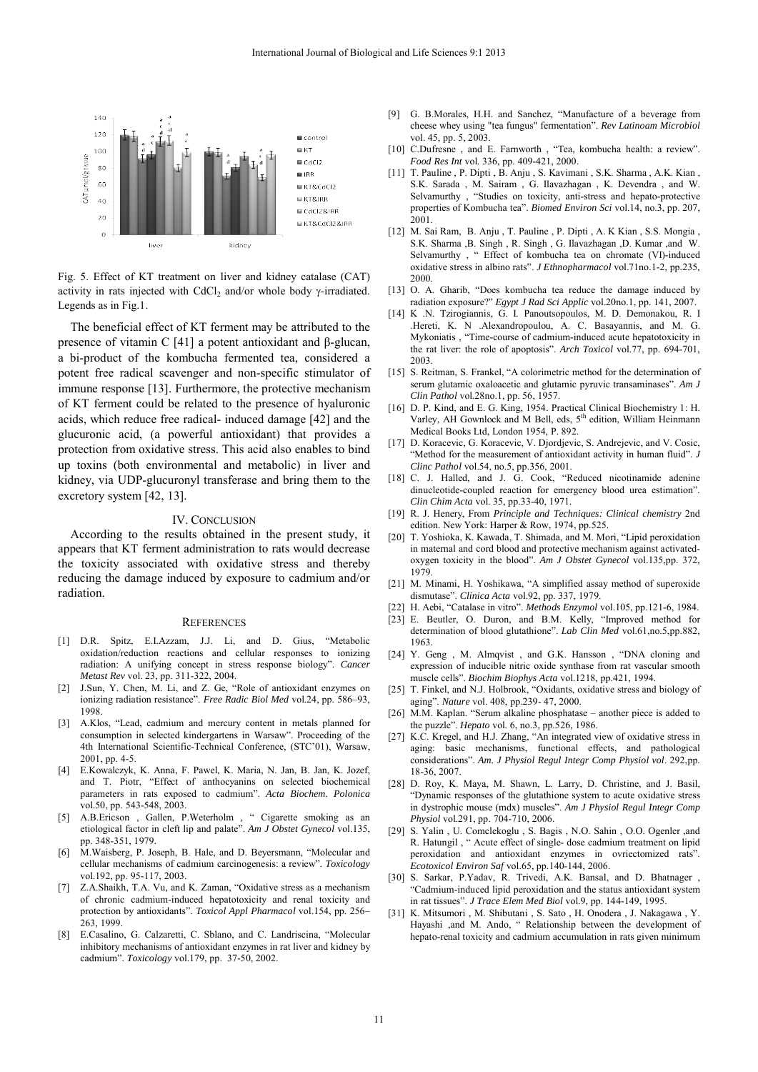Fig. 5. Effect of KT treatment on liver and kidney catalase (CAT) activity in rats injected with $CdCl_2$ and/or whole body γ-irradiated. Legends as in Fig.1.

The beneficial effect of KT ferment may be attributed to the presence of vitamin C [41] a potent antioxidant and β-glucan, a bi-product of the kombucha fermented tea, considered a potent free radical scavenger and non-specific stimulator of immune response [13]. Furthermore, the protective mechanism of KT ferment could be related to the presence of hyaluronic acids, which reduce free radical- induced damage [42] and the glucuronic acid, (a powerful antioxidant) that provides a protection from oxidative stress. This acid also enables to bind up toxins (both environmental and metabolic) in liver and kidney, via UDP-glucuronyl transferase and bring them to the excretory system [42, 13].

## IV. Conclusion

According to the results obtained in the present study, it appears that KT ferment administration to rats would decrease the toxicity associated with oxidative stress and thereby reducing the damage induced by exposure to cadmium and/or radiation.

## References

- [1] D.R. Spitz, E.I.Azzam, J.J. Li, and D. Gius, "Metabolic oxidation/reduction reactions and cellular responses to ionizing radiation: A unifying concept in stress response biology". *Cancer Metast Rev* vol. 23, pp. 311-322, 2004.
- [2] J.Sun, Y. Chen, M. Li, and Z. Ge, "Role of antioxidant enzymes on ionizing radiation resistance". *Free Radic Biol Med* vol.24, pp. 586–93, 1998.
- [3] A.Klos, "Lead, cadmium and mercury content in metals planned for consumption in selected kindergartens in Warsaw". Proceeding of the 4th International Scientific-Technical Conference, (STC'01), Warsaw, 2001, pp. 4-5.
- [4] E.Kowalczyk, K. Anna, F. Pawel, K. Maria, N. Jan, B. Jan, K. Jozef, and T. Piotr, "Effect of anthocyanins on selected biochemical parameters in rats exposed to cadmium". *Acta Biochem. Polonica* vol.50, pp. 543-548, 2003.
- [5] A.B.Ericson , Gallen, P.Weterholm , " Cigarette smoking as an etiological factor in cleft lip and palate". *Am J Obstet Gynecol* vol.135, pp. 348-351, 1979.
- [6] M.Waisberg, P. Joseph, B. Hale, and D. Beyersmann, "Molecular and cellular mechanisms of cadmium carcinogenesis: a review". *Toxicology* vol.192, pp. 95-117, 2003.
- [7] Z.A.Shaikh, T.A. Vu, and K. Zaman, "Oxidative stress as a mechanism of chronic cadmium-induced hepatotoxicity and renal toxicity and protection by antioxidants". *Toxicol Appl Pharmacol* vol.154, pp. 256–263, 1999.
- [8] E.Casalino, G. Calzaretti, C. Sblano, and C. Landriscina, "Molecular inhibitory mechanisms of antioxidant enzymes in rat liver and kidney by cadmium". *Toxicology* vol.179, pp. 37-50, 2002.
- [9] G. B.Morales, H.H. and Sanchez, "Manufacture of a beverage from cheese whey using "tea fungus" fermentation". *Rev Latinoam Microbiol* vol. 45, pp. 5, 2003.
- [10] C.Dufresne , and E. Farnworth , "Tea, kombucha health: a review". *Food Res Int* vol. 336, pp. 409-421, 2000.
- [11] T. Pauline , P. Dipti , B. Anju , S. Kavimani , S.K. Sharma , A.K. Kian , S.K. Sarada , M. Sairam , G. Ilavazhagan , K. Devendra , and W. Selvamurthy , "Studies on toxicity, anti-stress and hepato-protective properties of Kombucha tea". *Biomed Environ Sci* vol.14, no.3, pp. 207, 2001.
- [12] M. Sai Ram, B. Anju , T. Pauline , P. Dipti , A. K Kian , S.S. Mongia , S.K. Sharma ,B. Singh , R. Singh , G. Ilavazhagan ,D. Kumar ,and W. Selvamurthy , " Effect of kombucha tea on chromate (VI)-induced oxidative stress in albino rats". *J Ethnopharmacol* vol.71no.1-2, pp.235, 2000.
- [13] O. A. Gharib, "Does kombucha tea reduce the damage induced by radiation exposure?" *Egypt J Rad Sci Applic* vol.20no.1, pp. 141, 2007.
- [14] K .N. Tzirogiannis, G. I. Panoutsopoulos, M. D. Demonakou, R. I .Hereti, K. N .Alexandropoulou, A. C. Basayannis, and M. G. Mykoniatis , "Time-course of cadmium-induced acute hepatotoxicity in the rat liver: the role of apoptosis". *Arch Toxicol* vol.77, pp. 694-701, 2003.
- [15] S. Reitman, S. Frankel, "A colorimetric method for the determination of serum glutamic oxaloacetic and glutamic pyruvic transaminases". *Am J Clin Pathol* vol.28no.1, pp. 56, 1957.
- [16] D. P. Kind, and E. G. King, 1954. Practical Clinical Biochemistry 1: H. Varley, AH Gownlock and M Bell, eds, 5th edition, William Heinmann Medical Books Ltd, London 1954, P. 892.
- [17] D. Koracevic, G. Koracevic, V. Djordjevic, S. Andrejevic, and V. Cosic, "Method for the measurement of antioxidant activity in human fluid". *J Clinc Pathol* vol.54, no.5, pp.356, 2001.
- [18] C. J. Halled, and J. G. Cook, "Reduced nicotinamide adenine dinucleotide-coupled reaction for emergency blood urea estimation". *Clin Chim Acta* vol. 35, pp.33-40, 1971.
- [19] R. J. Henery, From *Principle and Techniques: Clinical chemistry* 2nd edition. New York: Harper & Row, 1974, pp.525.
- [20] T. Yoshioka, K. Kawada, T. Shimada, and M. Mori, "Lipid peroxidation in maternal and cord blood and protective mechanism against activated-oxygen toxicity in the blood". *Am J Obstet Gynecol* vol.135,pp. 372, 1979.
- [21] M. Minami, H. Yoshikawa, "A simplified assay method of superoxide dismutase". *Clinica Acta* vol.92, pp. 337, 1979.
- [22] H. Aebi, "Catalase in vitro". *Methods Enzymol* vol.105, pp.121-6, 1984.
- [23] E. Beutler, O. Duron, and B.M. Kelly, "Improved method for determination of blood glutathione". *Lab Clin Med* vol.61,no.5,pp.882, 1963.
- [24] Y. Geng , M. Almqvist , and G.K. Hansson , "DNA cloning and expression of inducible nitric oxide synthase from rat vascular smooth muscle cells". *Biochim Biophys Acta* vol.1218, pp.421, 1994.
- [25] T. Finkel, and N.J. Holbrook, "Oxidants, oxidative stress and biology of aging". *Nature* vol. 408, pp.239- 47, 2000.
- [26] M.M. Kaplan. "Serum alkaline phosphatase – another piece is added to the puzzle". *Hepato* vol. 6, no.3, pp.526, 1986.
- [27] K.C. Kregel, and H.J. Zhang, "An integrated view of oxidative stress in aging: basic mechanisms, functional effects, and pathological considerations". *Am. J Physiol Regul Integr Comp Physiol vol*. 292,pp. 18-36, 2007.
- [28] D. Roy, K. Maya, M. Shawn, L. Larry, D. Christine, and J. Basil, "Dynamic responses of the glutathione system to acute oxidative stress in dystrophic mouse (mdx) muscles". *Am J Physiol Regul Integr Comp Physiol* vol.291, pp. 704-710, 2006.
- [29] S. Yalin , U. Comclekoglu , S. Bagis , N.O. Sahin , O.O. Ogenler ,and R. Hatungil , " Acute effect of single- dose cadmium treatment on lipid peroxidation and antioxidant enzymes in ovriectomized rats". *Ecotoxicol Environ Saf* vol.65, pp.140-144, 2006.
- [30] S. Sarkar, P.Yadav, R. Trivedi, A.K. Bansal, and D. Bhatnager , "Cadmium-induced lipid peroxidation and the status antioxidant system in rat tissues". *J Trace Elem Med Biol* vol.9, pp. 144-149, 1995.
- [31] K. Mitsumori , M. Shibutani , S. Sato , H. Onodera , J. Nakagawa , Y. Hayashi ,and M. Ando, " Relationship between the development of hepato-renal toxicity and cadmium accumulation in rats given minimum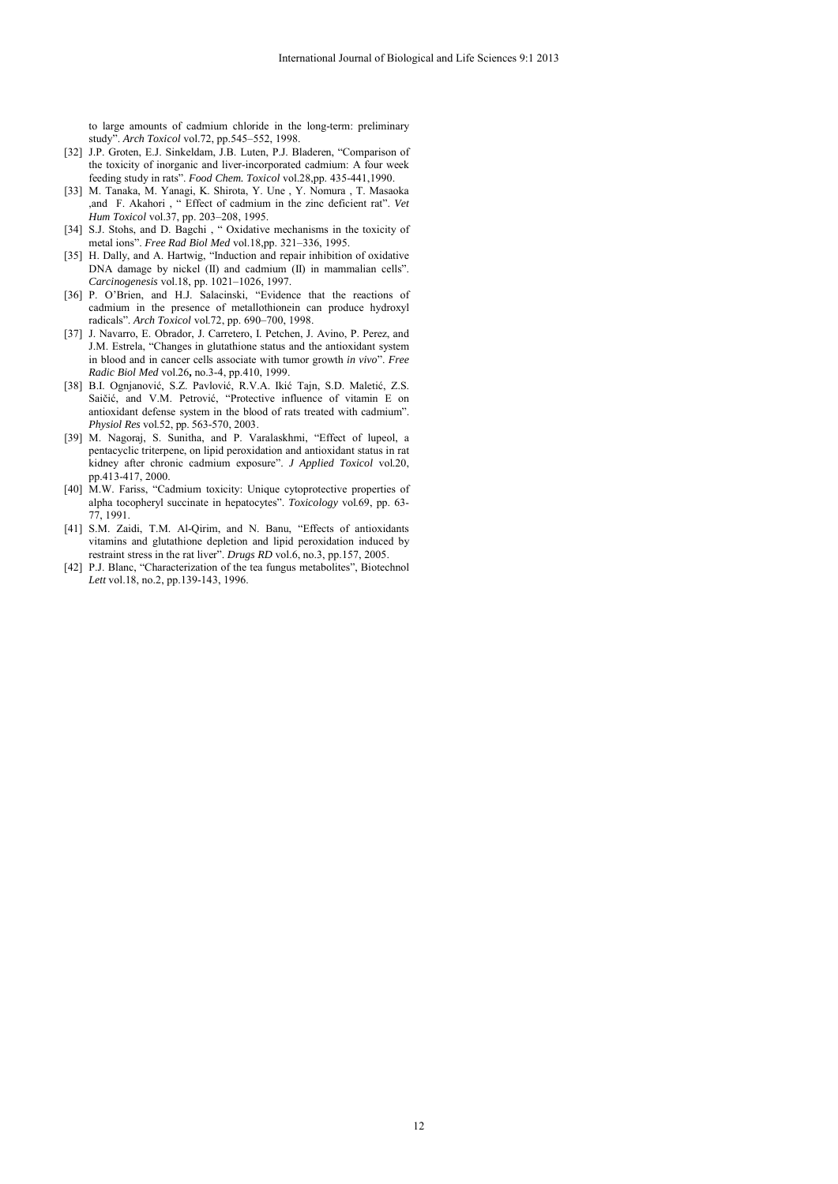to large amounts of cadmium chloride in the long-term: preliminary study". *Arch Toxicol* vol.72, pp.545–552, 1998.

[32] J.P. Groten, E.J. Sinkeldam, J.B. Luten, P.J. Bladeren, "Comparison of the toxicity of inorganic and liver-incorporated cadmium: A four week feeding study in rats". *Food Chem. Toxicol* vol.28,pp. 435-441,1990.

[33] M. Tanaka, M. Yanagi, K. Shirota, Y. Une , Y. Nomura , T. Masaoka ,and F. Akahori , " Effect of cadmium in the zinc deficient rat". *Vet Hum Toxicol* vol.37, pp. 203–208, 1995.

[34] S.J. Stohs, and D. Bagchi , " Oxidative mechanisms in the toxicity of metal ions". *Free Rad Biol Med* vol.18,pp. 321–336, 1995.

[35] H. Dally, and A. Hartwig, "Induction and repair inhibition of oxidative DNA damage by nickel (II) and cadmium (II) in mammalian cells". *Carcinogenesis* vol.18, pp. 1021–1026, 1997.

[36] P. O'Brien, and H.J. Salacinski, "Evidence that the reactions of cadmium in the presence of metallothionein can produce hydroxyl radicals". *Arch Toxicol* vol.72, pp. 690–700, 1998.

[37] J. Navarro, E. Obrador, J. Carretero, I. Petchen, J. Avino, P. Perez, and J.M. Estrela, "Changes in glutathione status and the antioxidant system in blood and in cancer cells associate with tumor growth *in vivo*". *Free Radic Biol Med* vol.26**,** no.3-4, pp.410, 1999.

[38] B.I. Ognjanović, S.Z. Pavlović, R.V.A. Ikić Tajn, S.D. Maletić, Z.S. Saičić, and V.M. Petrović, "Protective influence of vitamin E on antioxidant defense system in the blood of rats treated with cadmium". *Physiol Res* vol.52, pp. 563-570, 2003.

[39] M. Nagoraj, S. Sunitha, and P. Varalaskhmi, "Effect of lupeol, a pentacyclic triterpene, on lipid peroxidation and antioxidant status in rat kidney after chronic cadmium exposure". *J Applied Toxicol* vol.20, pp.413-417, 2000.

[40] M.W. Fariss, "Cadmium toxicity: Unique cytoprotective properties of alpha tocopheryl succinate in hepatocytes". *Toxicology* vol.69, pp. 63-77, 1991.

[41] S.M. Zaidi, T.M. Al-Qirim, and N. Banu, "Effects of antioxidants vitamins and glutathione depletion and lipid peroxidation induced by restraint stress in the rat liver". *Drugs RD* vol.6, no.3, pp.157, 2005.

[42] P.J. Blanc, "Characterization of the tea fungus metabolites", Biotechnol *Lett* vol.18, no.2, pp.139-143, 1996.